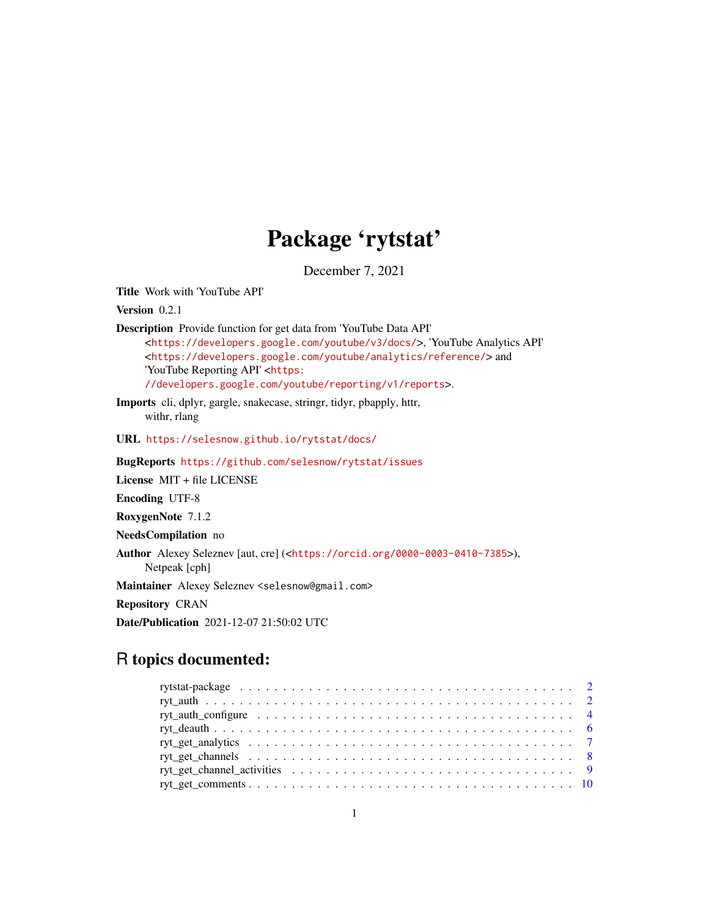# Package 'rytstat'

December 7, 2021

**Title** Work with 'YouTube API'

**Version** 0.2.1

**Description** Provide function for get data from 'YouTube Data API' <https://developers.google.com/youtube/v3/docs/>, 'YouTube Analytics API' <https://developers.google.com/youtube/analytics/reference/> and 'YouTube Reporting API' <https://developers.google.com/youtube/reporting/v1/reports>.

**Imports** cli, dplyr, gargle, snakecase, stringr, tidyr, pbapply, httr, withr, rlang

**URL** https://selesnow.github.io/rytstat/docs/

**BugReports** https://github.com/selesnow/rytstat/issues

**License** MIT + file LICENSE

**Encoding** UTF-8

**RoxygenNote** 7.1.2

**NeedsCompilation** no

**Author** Alexey Seleznev [aut, cre] (<https://orcid.org/0000-0003-0410-7385>), Netpeak [cph]

**Maintainer** Alexey Seleznev <selesnow@gmail.com>

**Repository** CRAN

**Date/Publication** 2021-12-07 21:50:02 UTC

## R topics documented:

| | |
|---|---|
| rytstat-package | 2 |
| ryt_auth | 2 |
| ryt_auth_configure | 4 |
| ryt_deauth | 6 |
| ryt_get_analytics | 7 |
| ryt_get_channels | 8 |
| ryt_get_channel_activities | 9 |
| ryt_get_comments | 10 |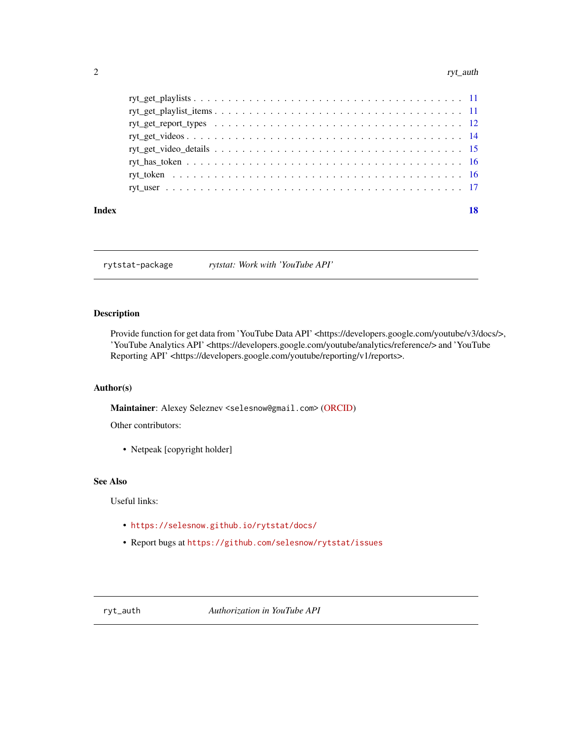ryt_get_playlists . . . . . . . . . . . . . . . . . . . . . . . . . . . . . . . . . . . 11
ryt_get_playlist_items . . . . . . . . . . . . . . . . . . . . . . . . . . . . . . . . . 11
ryt_get_report_types . . . . . . . . . . . . . . . . . . . . . . . . . . . . . . . . . . 12
ryt_get_videos . . . . . . . . . . . . . . . . . . . . . . . . . . . . . . . . . . . . . 14
ryt_get_video_details . . . . . . . . . . . . . . . . . . . . . . . . . . . . . . . . . 15
ryt_has_token . . . . . . . . . . . . . . . . . . . . . . . . . . . . . . . . . . . . . 16
ryt_token . . . . . . . . . . . . . . . . . . . . . . . . . . . . . . . . . . . . . . . 16
ryt_user . . . . . . . . . . . . . . . . . . . . . . . . . . . . . . . . . . . . . . . . 17

**Index** **18**

---

## rytstat-package — *rytstat: Work with 'YouTube API'*

### Description

Provide function for get data from 'YouTube Data API' <https://developers.google.com/youtube/v3/docs/>, 'YouTube Analytics API' <https://developers.google.com/youtube/analytics/reference/> and 'YouTube Reporting API' <https://developers.google.com/youtube/reporting/v1/reports>.

### Author(s)

**Maintainer**: Alexey Seleznev <selesnow@gmail.com> (ORCID)

Other contributors:

- Netpeak [copyright holder]

### See Also

Useful links:

- https://selesnow.github.io/rytstat/docs/
- Report bugs at https://github.com/selesnow/rytstat/issues

---

## ryt_auth — *Authorization in YouTube API*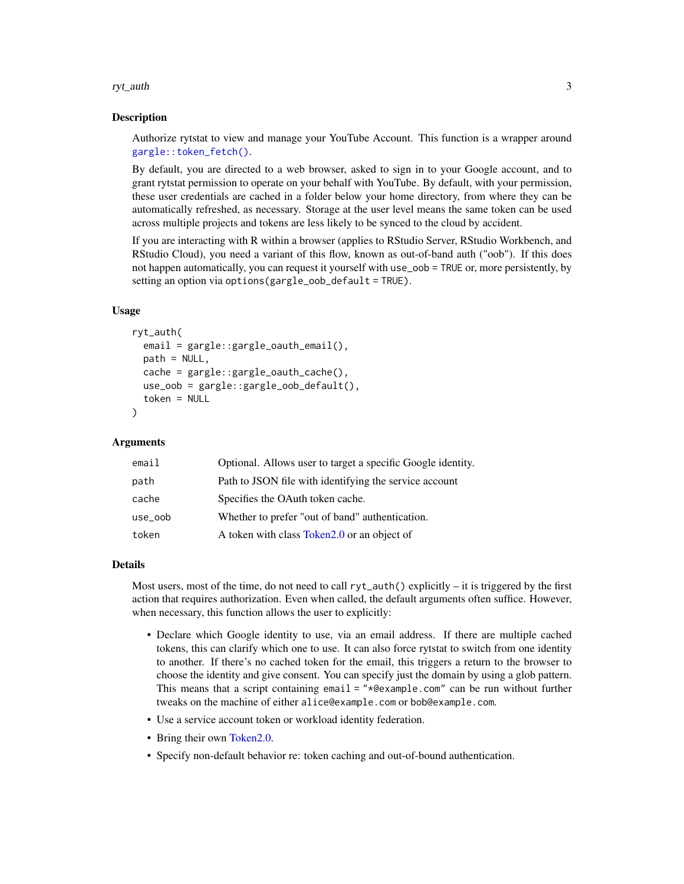## Description

Authorize rytstat to view and manage your YouTube Account. This function is a wrapper around `gargle::token_fetch()`.

By default, you are directed to a web browser, asked to sign in to your Google account, and to grant rytstat permission to operate on your behalf with YouTube. By default, with your permission, these user credentials are cached in a folder below your home directory, from where they can be automatically refreshed, as necessary. Storage at the user level means the same token can be used across multiple projects and tokens are less likely to be synced to the cloud by accident.

If you are interacting with R within a browser (applies to RStudio Server, RStudio Workbench, and RStudio Cloud), you need a variant of this flow, known as out-of-band auth ("oob"). If this does not happen automatically, you can request it yourself with `use_oob = TRUE` or, more persistently, by setting an option via `options(gargle_oob_default = TRUE)`.

## Usage

```
ryt_auth(
  email = gargle::gargle_oauth_email(),
  path = NULL,
  cache = gargle::gargle_oauth_cache(),
  use_oob = gargle::gargle_oob_default(),
  token = NULL
)
```

## Arguments

| | |
|---|---|
| `email` | Optional. Allows user to target a specific Google identity. |
| `path` | Path to JSON file with identifying the service account |
| `cache` | Specifies the OAuth token cache. |
| `use_oob` | Whether to prefer "out of band" authentication. |
| `token` | A token with class Token2.0 or an object of |

## Details

Most users, most of the time, do not need to call `ryt_auth()` explicitly – it is triggered by the first action that requires authorization. Even when called, the default arguments often suffice. However, when necessary, this function allows the user to explicitly:

- Declare which Google identity to use, via an email address. If there are multiple cached tokens, this can clarify which one to use. It can also force rytstat to switch from one identity to another. If there's no cached token for the email, this triggers a return to the browser to choose the identity and give consent. You can specify just the domain by using a glob pattern. This means that a script containing `email = "*@example.com"` can be run without further tweaks on the machine of either `alice@example.com` or `bob@example.com`.
- Use a service account token or workload identity federation.
- Bring their own Token2.0.
- Specify non-default behavior re: token caching and out-of-bound authentication.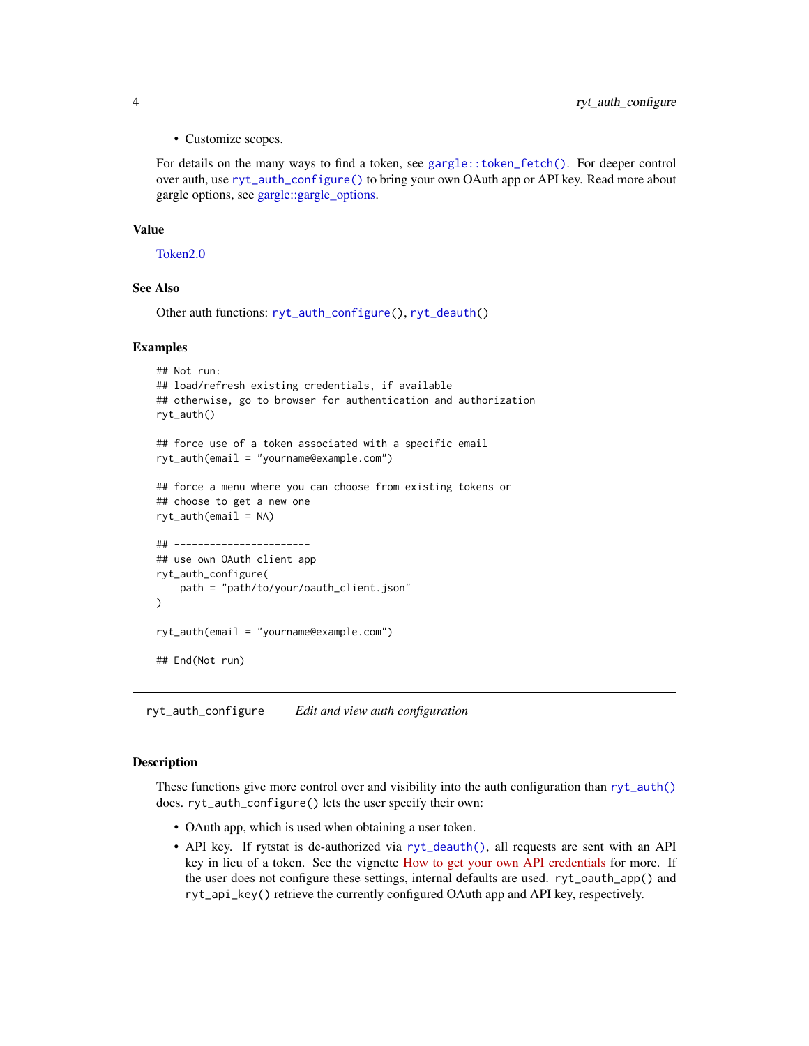- Customize scopes.

For details on the many ways to find a token, see `gargle::token_fetch()`. For deeper control over auth, use `ryt_auth_configure()` to bring your own OAuth app or API key. Read more about gargle options, see gargle::gargle_options.

### Value

Token2.0

### See Also

Other auth functions: `ryt_auth_configure()`, `ryt_deauth()`

### Examples

```
## Not run:
## load/refresh existing credentials, if available
## otherwise, go to browser for authentication and authorization
ryt_auth()

## force use of a token associated with a specific email
ryt_auth(email = "yourname@example.com")

## force a menu where you can choose from existing tokens or
## choose to get a new one
ryt_auth(email = NA)

## -----------------------
## use own OAuth client app
ryt_auth_configure(
    path = "path/to/your/oauth_client.json"
)

ryt_auth(email = "yourname@example.com")

## End(Not run)
```

---

## ryt_auth_configure    *Edit and view auth configuration*

---

### Description

These functions give more control over and visibility into the auth configuration than `ryt_auth()` does. `ryt_auth_configure()` lets the user specify their own:

- OAuth app, which is used when obtaining a user token.
- API key. If rytstat is de-authorized via `ryt_deauth()`, all requests are sent with an API key in lieu of a token. See the vignette How to get your own API credentials for more. If the user does not configure these settings, internal defaults are used. `ryt_oauth_app()` and `ryt_api_key()` retrieve the currently configured OAuth app and API key, respectively.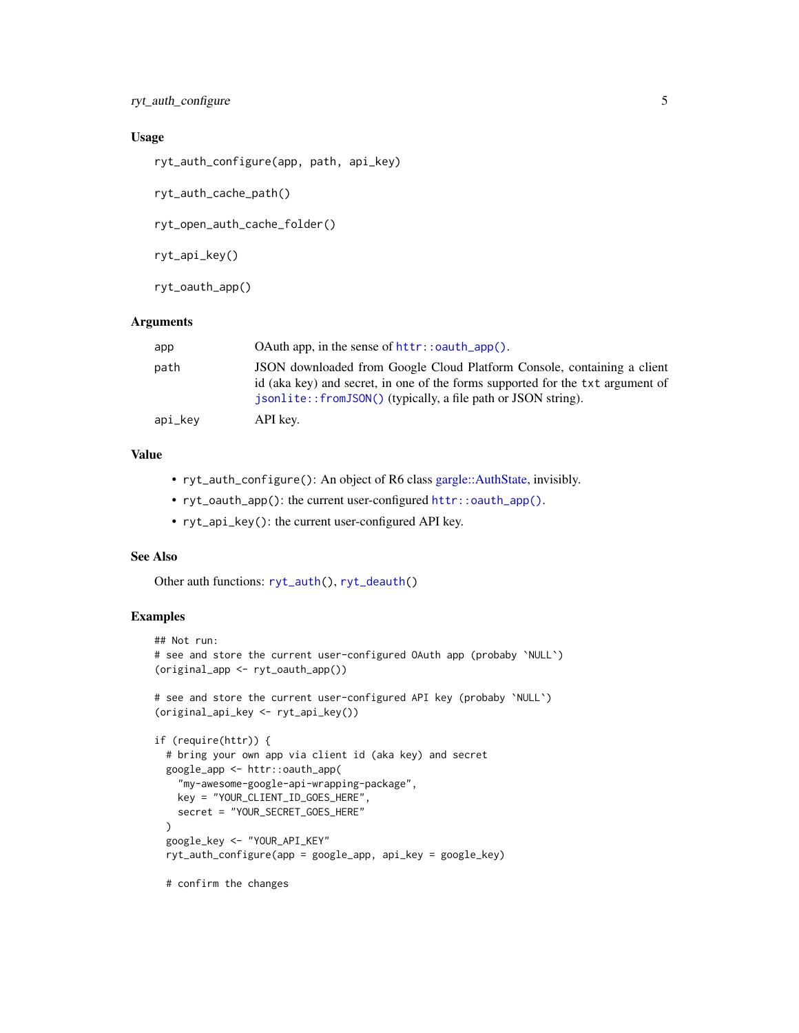### Usage

```
ryt_auth_configure(app, path, api_key)

ryt_auth_cache_path()

ryt_open_auth_cache_folder()

ryt_api_key()

ryt_oauth_app()
```

### Arguments

| | |
|---|---|
| app | OAuth app, in the sense of `httr::oauth_app()`. |
| path | JSON downloaded from Google Cloud Platform Console, containing a client id (aka key) and secret, in one of the forms supported for the `txt` argument of `jsonlite::fromJSON()` (typically, a file path or JSON string). |
| api_key | API key. |

### Value

- `ryt_auth_configure()`: An object of R6 class gargle::AuthState, invisibly.
- `ryt_oauth_app()`: the current user-configured `httr::oauth_app()`.
- `ryt_api_key()`: the current user-configured API key.

### See Also

Other auth functions: `ryt_auth()`, `ryt_deauth()`

### Examples

```
## Not run:
# see and store the current user-configured OAuth app (probaby `NULL`)
(original_app <- ryt_oauth_app())

# see and store the current user-configured API key (probaby `NULL`)
(original_api_key <- ryt_api_key())

if (require(httr)) {
  # bring your own app via client id (aka key) and secret
  google_app <- httr::oauth_app(
    "my-awesome-google-api-wrapping-package",
    key = "YOUR_CLIENT_ID_GOES_HERE",
    secret = "YOUR_SECRET_GOES_HERE"
  )
  google_key <- "YOUR_API_KEY"
  ryt_auth_configure(app = google_app, api_key = google_key)

  # confirm the changes
```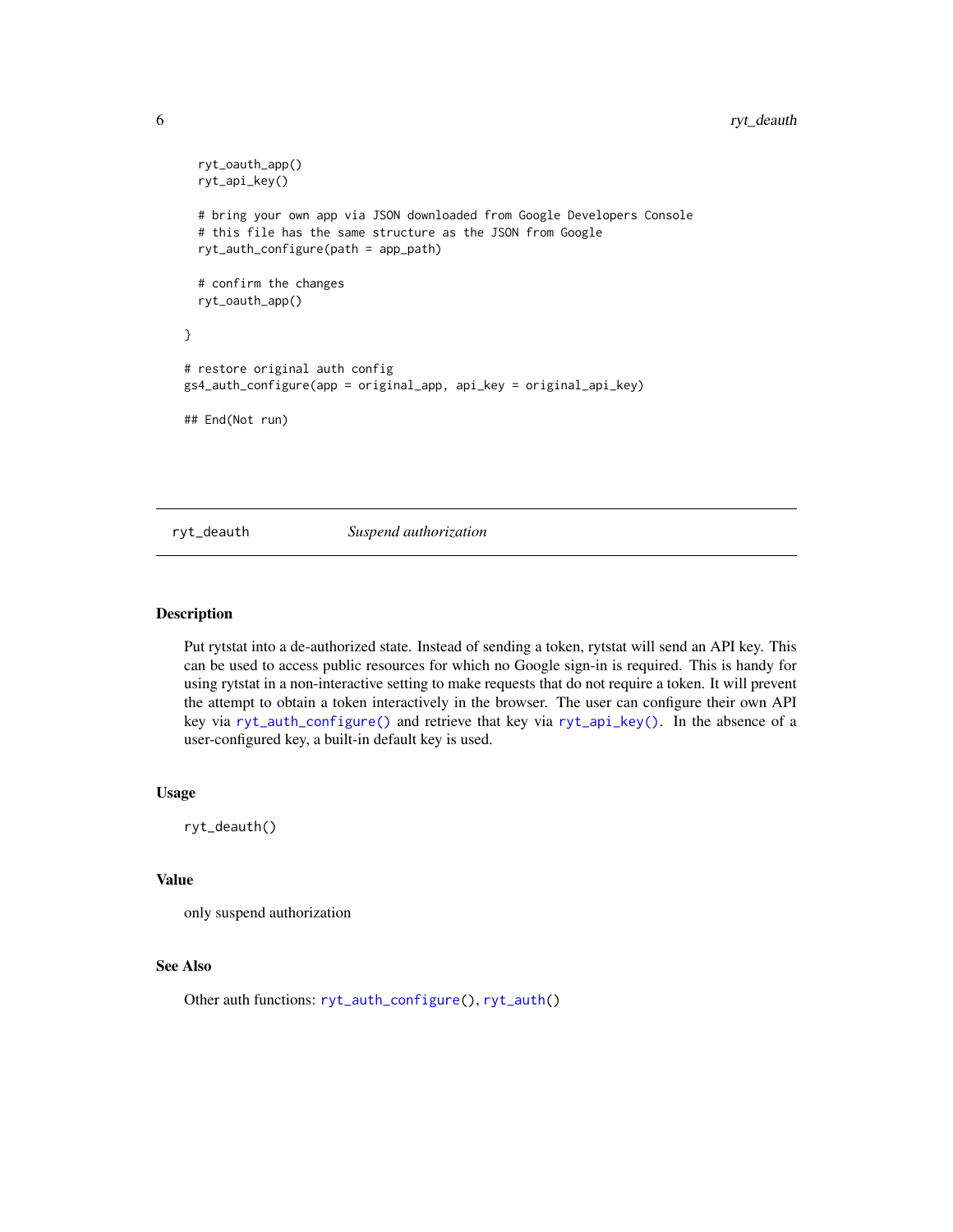```
  ryt_oauth_app()
  ryt_api_key()

  # bring your own app via JSON downloaded from Google Developers Console
  # this file has the same structure as the JSON from Google
  ryt_auth_configure(path = app_path)

  # confirm the changes
  ryt_oauth_app()

}

# restore original auth config
gs4_auth_configure(app = original_app, api_key = original_api_key)

## End(Not run)
```

---

## ryt_deauth *Suspend authorization*

---

### Description

Put rytstat into a de-authorized state. Instead of sending a token, rytstat will send an API key. This can be used to access public resources for which no Google sign-in is required. This is handy for using rytstat in a non-interactive setting to make requests that do not require a token. It will prevent the attempt to obtain a token interactively in the browser. The user can configure their own API key via `ryt_auth_configure()` and retrieve that key via `ryt_api_key()`. In the absence of a user-configured key, a built-in default key is used.

### Usage

```
ryt_deauth()
```

### Value

only suspend authorization

### See Also

Other auth functions: `ryt_auth_configure()`, `ryt_auth()`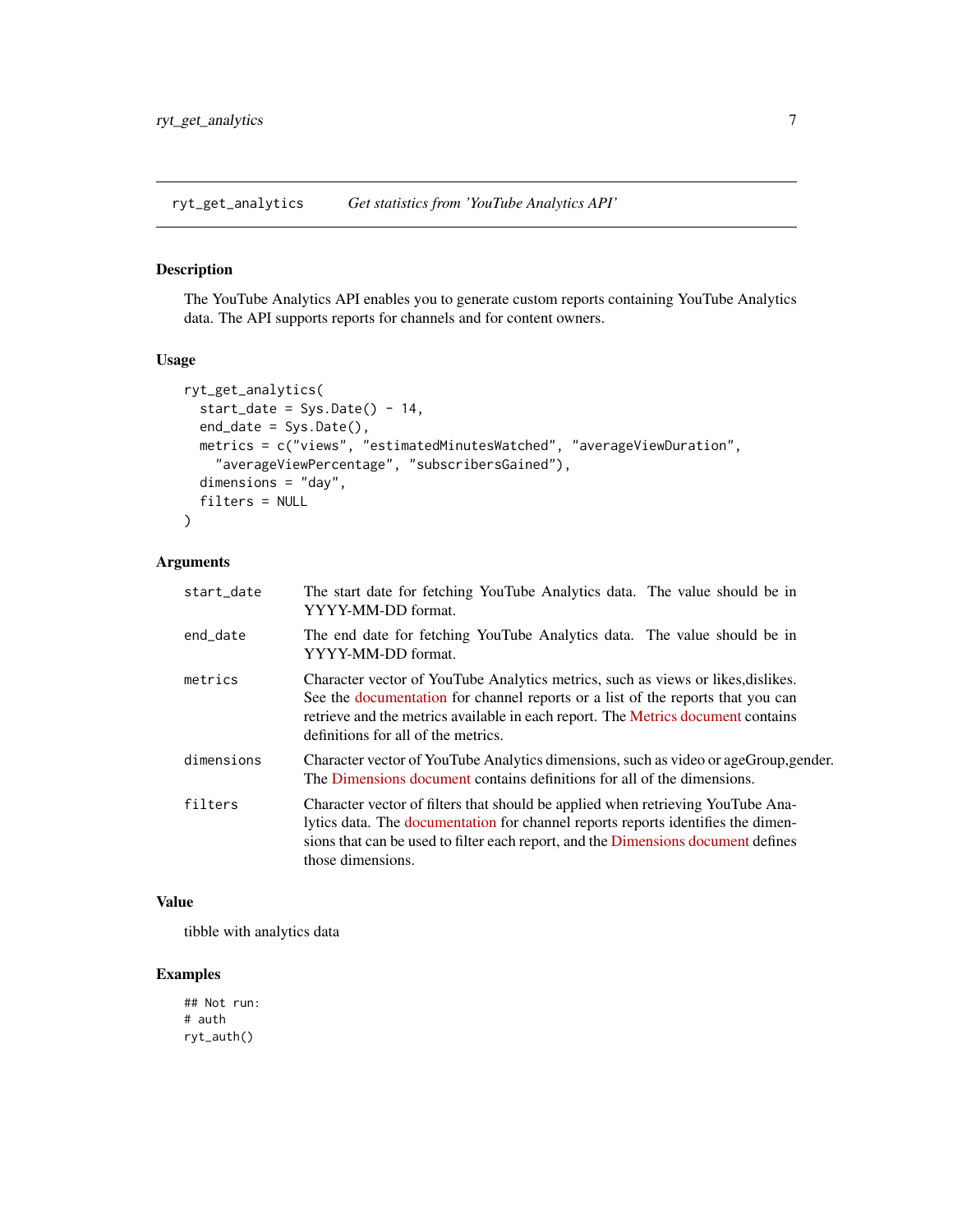## ryt_get_analytics — *Get statistics from 'YouTube Analytics API'*

### Description

The YouTube Analytics API enables you to generate custom reports containing YouTube Analytics data. The API supports reports for channels and for content owners.

### Usage

```
ryt_get_analytics(
  start_date = Sys.Date() - 14,
  end_date = Sys.Date(),
  metrics = c("views", "estimatedMinutesWatched", "averageViewDuration",
    "averageViewPercentage", "subscribersGained"),
  dimensions = "day",
  filters = NULL
)
```

### Arguments

| Argument | Description |
| --- | --- |
| `start_date` | The start date for fetching YouTube Analytics data. The value should be in YYYY-MM-DD format. |
| `end_date` | The end date for fetching YouTube Analytics data. The value should be in YYYY-MM-DD format. |
| `metrics` | Character vector of YouTube Analytics metrics, such as views or likes,dislikes. See the documentation for channel reports or a list of the reports that you can retrieve and the metrics available in each report. The Metrics document contains definitions for all of the metrics. |
| `dimensions` | Character vector of YouTube Analytics dimensions, such as video or ageGroup,gender. The Dimensions document contains definitions for all of the dimensions. |
| `filters` | Character vector of filters that should be applied when retrieving YouTube Analytics data. The documentation for channel reports reports identifies the dimensions that can be used to filter each report, and the Dimensions document defines those dimensions. |

### Value

tibble with analytics data

### Examples

```
## Not run:
# auth
ryt_auth()
```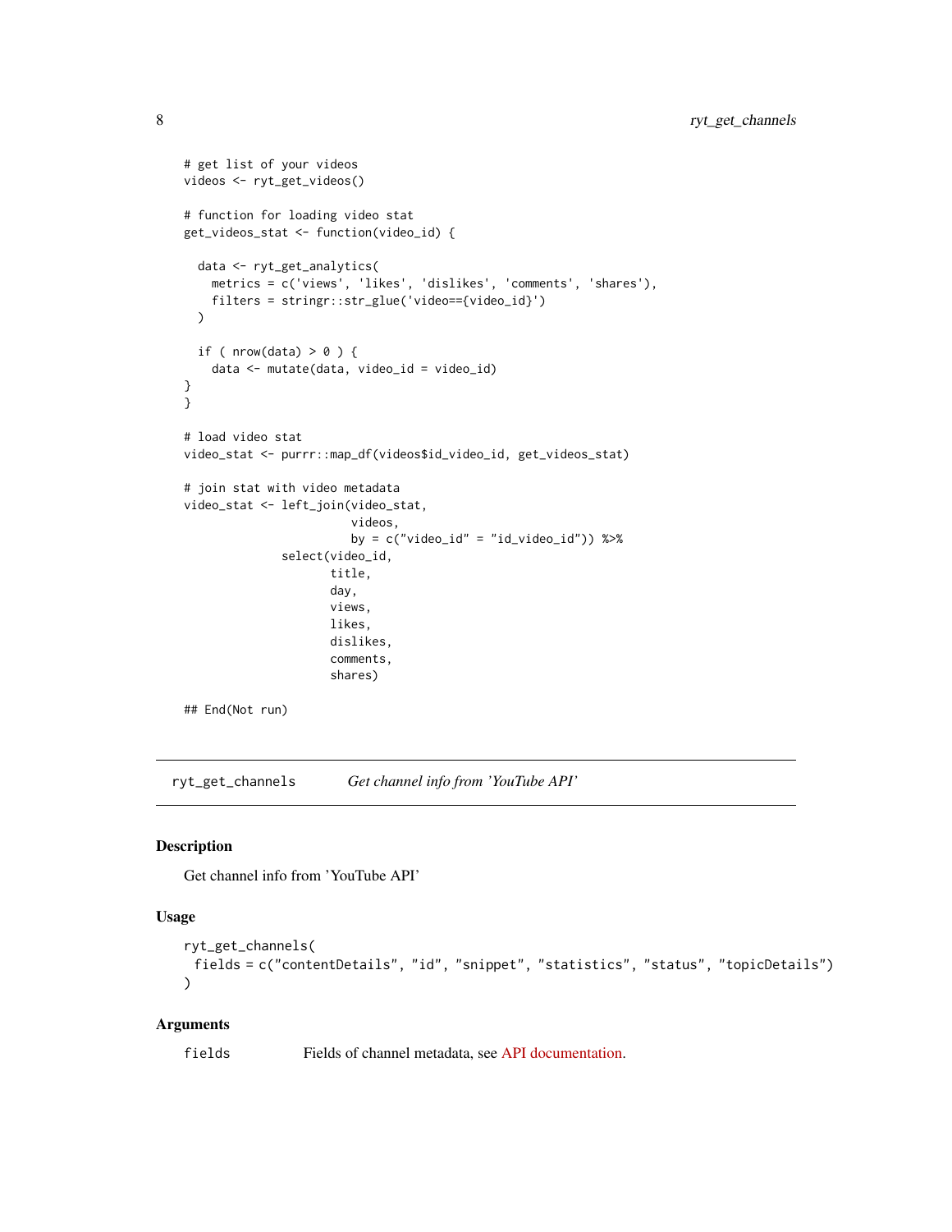```
# get list of your videos
videos <- ryt_get_videos()

# function for loading video stat
get_videos_stat <- function(video_id) {

  data <- ryt_get_analytics(
    metrics = c('views', 'likes', 'dislikes', 'comments', 'shares'),
    filters = stringr::str_glue('video=={video_id}')
  )

  if ( nrow(data) > 0 ) {
    data <- mutate(data, video_id = video_id)
}
}

# load video stat
video_stat <- purrr::map_df(videos$id_video_id, get_videos_stat)

# join stat with video metadata
video_stat <- left_join(video_stat,
                        videos,
                        by = c("video_id" = "id_video_id")) %>%
              select(video_id,
                     title,
                     day,
                     views,
                     likes,
                     dislikes,
                     comments,
                     shares)

## End(Not run)
```

---

## ryt_get_channels — *Get channel info from 'YouTube API'*

---

### Description

Get channel info from 'YouTube API'

### Usage

```
ryt_get_channels(
  fields = c("contentDetails", "id", "snippet", "statistics", "status", "topicDetails")
)
```

### Arguments

| | |
|---|---|
| `fields` | Fields of channel metadata, see API documentation. |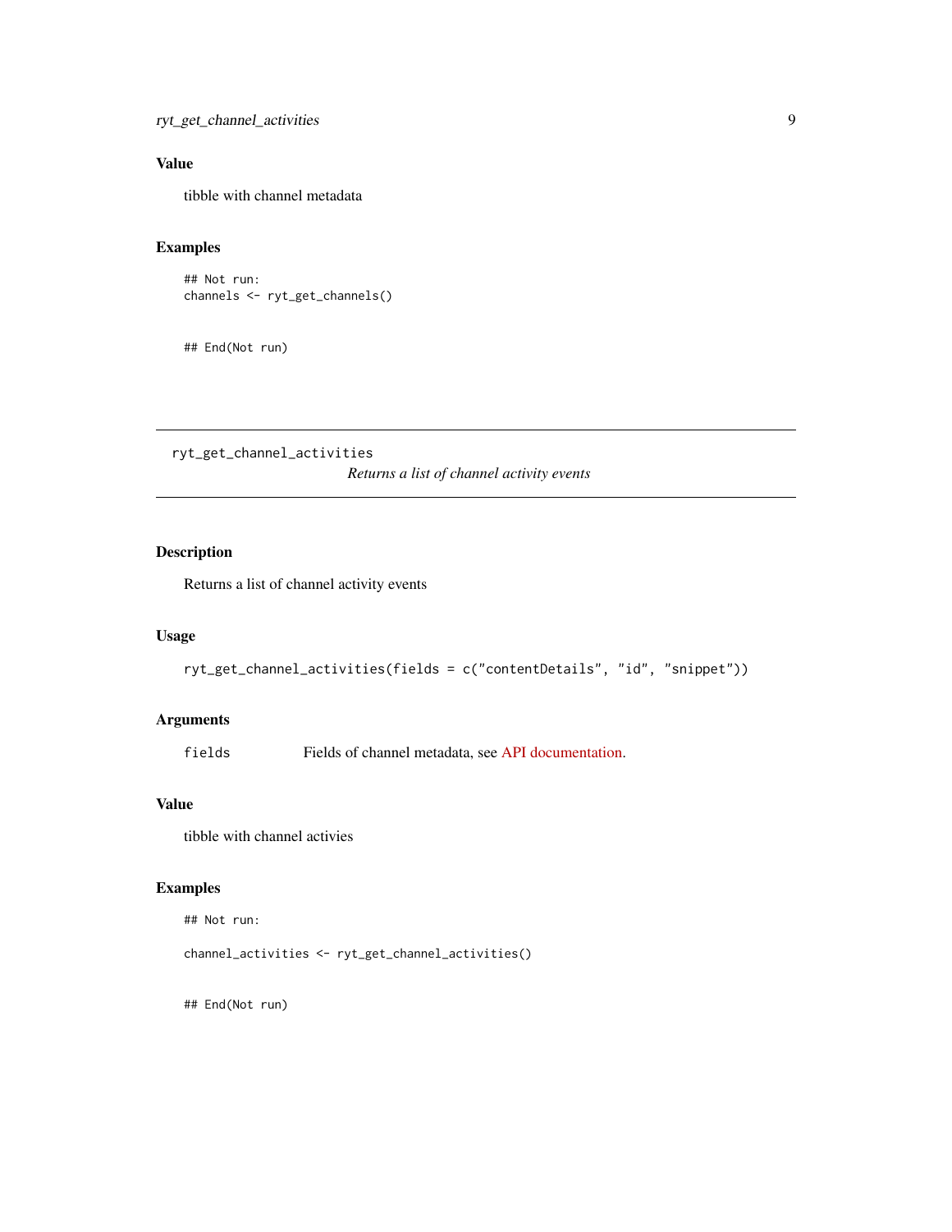### Value

tibble with channel metadata

### Examples

```
## Not run:
channels <- ryt_get_channels()


## End(Not run)
```

---

`ryt_get_channel_activities` *Returns a list of channel activity events*

---

### Description

Returns a list of channel activity events

### Usage

```
ryt_get_channel_activities(fields = c("contentDetails", "id", "snippet"))
```

### Arguments

| | |
|---|---|
| `fields` | Fields of channel metadata, see API documentation. |

### Value

tibble with channel activies

### Examples

```
## Not run:

channel_activities <- ryt_get_channel_activities()


## End(Not run)
```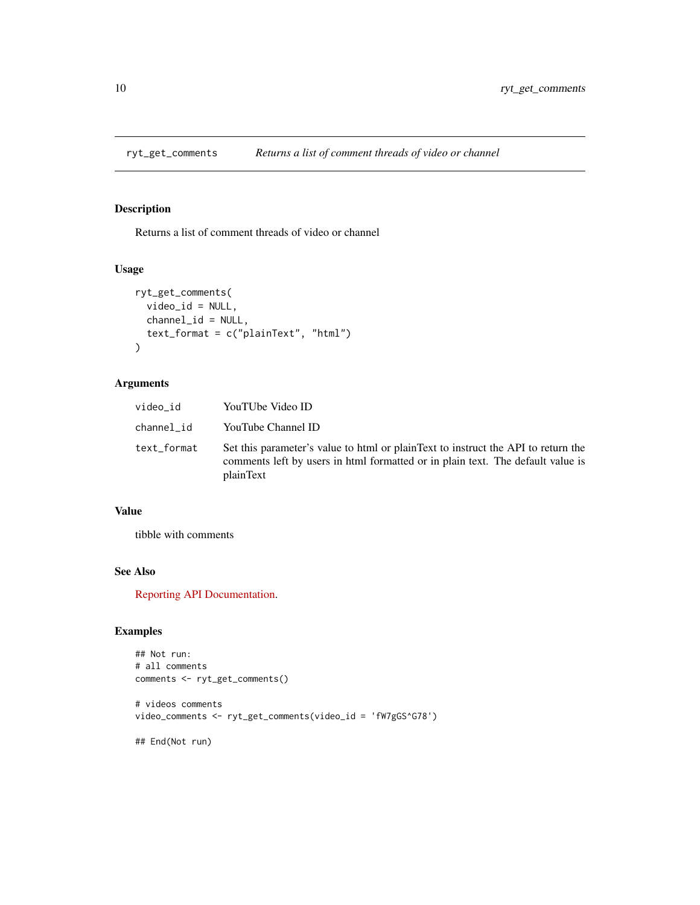# ryt_get_comments — *Returns a list of comment threads of video or channel*

## Description

Returns a list of comment threads of video or channel

## Usage

```
ryt_get_comments(
  video_id = NULL,
  channel_id = NULL,
  text_format = c("plainText", "html")
)
```

## Arguments

| | |
|---|---|
| `video_id` | YouTUbe Video ID |
| `channel_id` | YouTube Channel ID |
| `text_format` | Set this parameter's value to html or plainText to instruct the API to return the comments left by users in html formatted or in plain text. The default value is plainText |

## Value

tibble with comments

## See Also

Reporting API Documentation.

## Examples

```
## Not run:
# all comments
comments <- ryt_get_comments()

# videos comments
video_comments <- ryt_get_comments(video_id = 'fW7gGS^G78')

## End(Not run)
```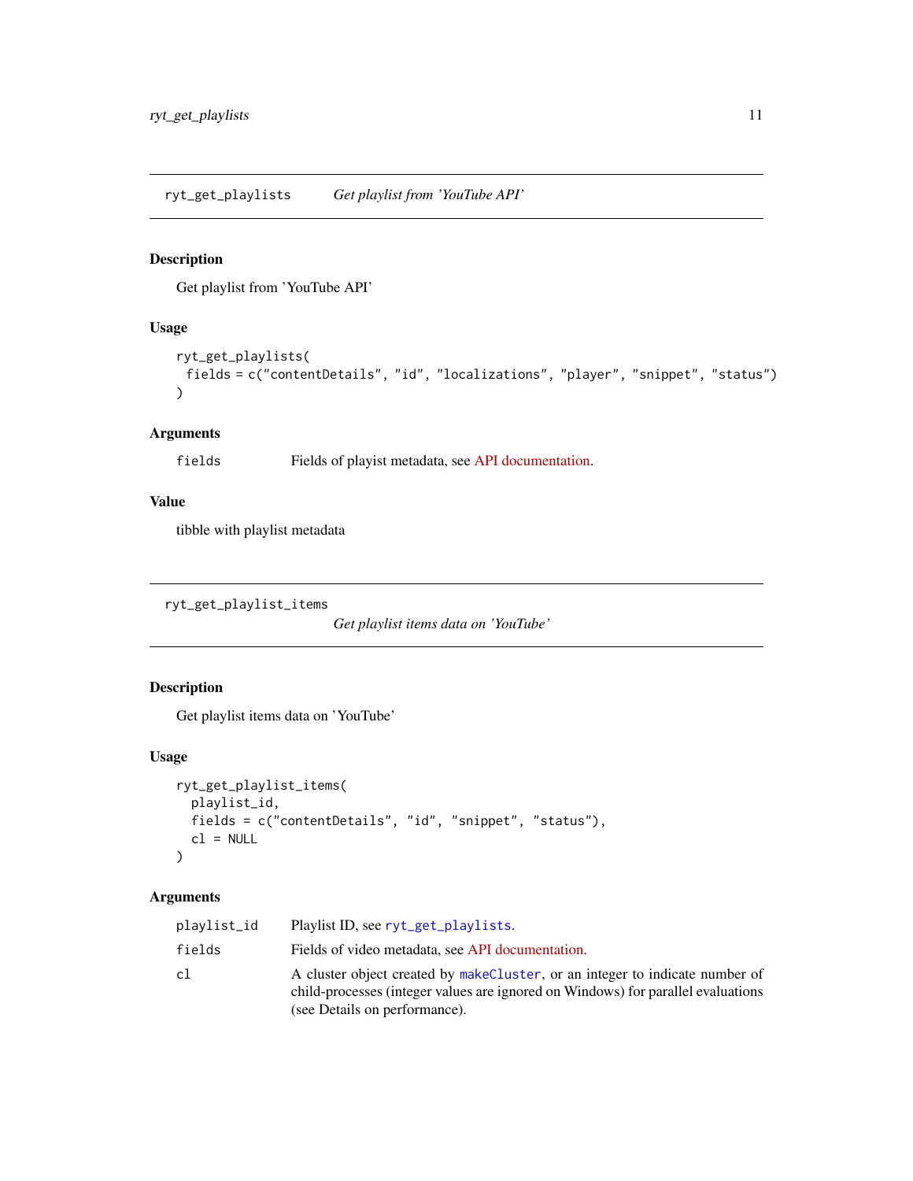## ryt_get_playlists *Get playlist from 'YouTube API'*

### Description

Get playlist from 'YouTube API'

### Usage

```
ryt_get_playlists(
  fields = c("contentDetails", "id", "localizations", "player", "snippet", "status")
)
```

### Arguments

| | |
|---|---|
| fields | Fields of playist metadata, see API documentation. |

### Value

tibble with playlist metadata

## ryt_get_playlist_items *Get playlist items data on 'YouTube'*

### Description

Get playlist items data on 'YouTube'

### Usage

```
ryt_get_playlist_items(
  playlist_id,
  fields = c("contentDetails", "id", "snippet", "status"),
  cl = NULL
)
```

### Arguments

| | |
|---|---|
| playlist_id | Playlist ID, see ryt_get_playlists. |
| fields | Fields of video metadata, see API documentation. |
| cl | A cluster object created by makeCluster, or an integer to indicate number of child-processes (integer values are ignored on Windows) for parallel evaluations (see Details on performance). |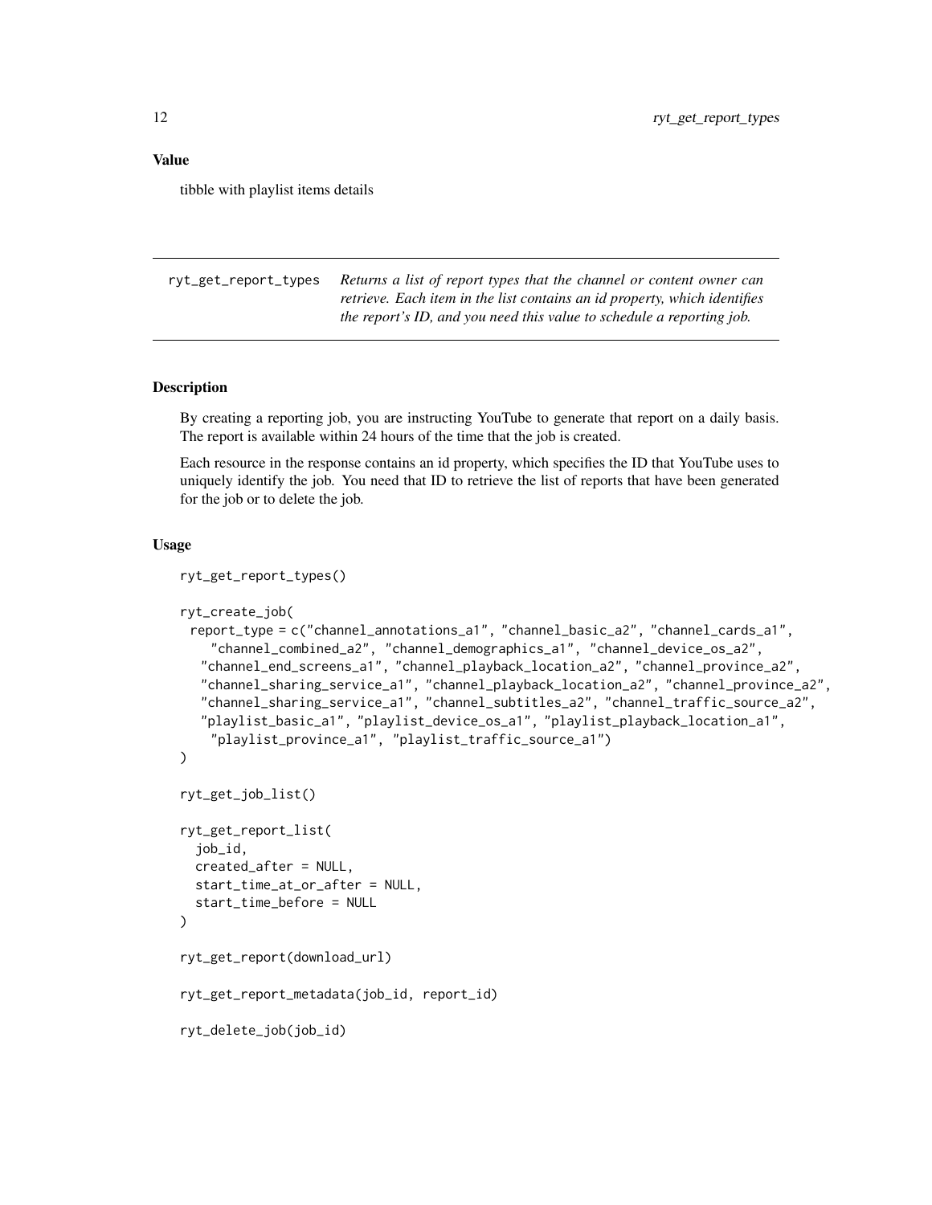### Value

tibble with playlist items details

---

## ryt_get_report_types

*Returns a list of report types that the channel or content owner can retrieve. Each item in the list contains an id property, which identifies the report's ID, and you need this value to schedule a reporting job.*

---

### Description

By creating a reporting job, you are instructing YouTube to generate that report on a daily basis. The report is available within 24 hours of the time that the job is created.

Each resource in the response contains an id property, which specifies the ID that YouTube uses to uniquely identify the job. You need that ID to retrieve the list of reports that have been generated for the job or to delete the job.

### Usage

```
ryt_get_report_types()

ryt_create_job(
  report_type = c("channel_annotations_a1", "channel_basic_a2", "channel_cards_a1",
    "channel_combined_a2", "channel_demographics_a1", "channel_device_os_a2",
   "channel_end_screens_a1", "channel_playback_location_a2", "channel_province_a2",
   "channel_sharing_service_a1", "channel_playback_location_a2", "channel_province_a2",
   "channel_sharing_service_a1", "channel_subtitles_a2", "channel_traffic_source_a2",
   "playlist_basic_a1", "playlist_device_os_a1", "playlist_playback_location_a1",
    "playlist_province_a1", "playlist_traffic_source_a1")
)

ryt_get_job_list()

ryt_get_report_list(
  job_id,
  created_after = NULL,
  start_time_at_or_after = NULL,
  start_time_before = NULL
)

ryt_get_report(download_url)

ryt_get_report_metadata(job_id, report_id)

ryt_delete_job(job_id)
```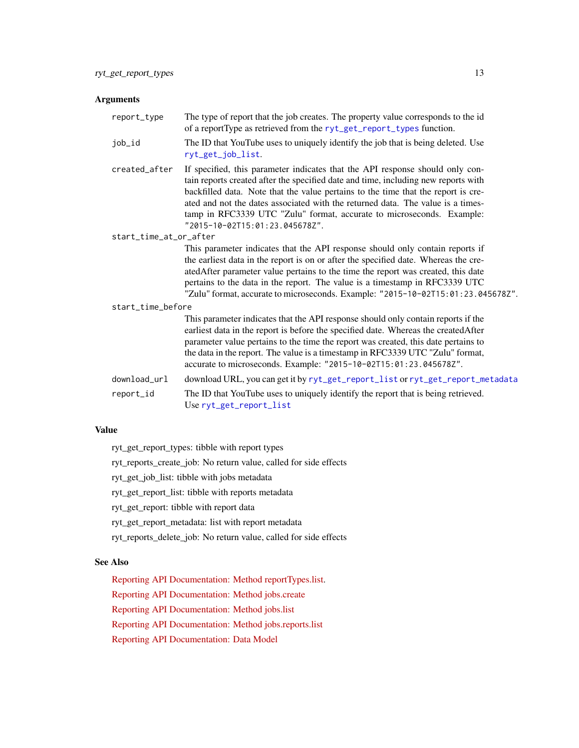## Arguments

- `report_type` — The type of report that the job creates. The property value corresponds to the id of a reportType as retrieved from the `ryt_get_report_types` function.
- `job_id` — The ID that YouTube uses to uniquely identify the job that is being deleted. Use `ryt_get_job_list`.
- `created_after` — If specified, this parameter indicates that the API response should only contain reports created after the specified date and time, including new reports with backfilled data. Note that the value pertains to the time that the report is created and not the dates associated with the returned data. The value is a timestamp in RFC3339 UTC "Zulu" format, accurate to microseconds. Example: `"2015-10-02T15:01:23.045678Z"`.
- `start_time_at_or_after` — This parameter indicates that the API response should only contain reports if the earliest data in the report is on or after the specified date. Whereas the createdAfter parameter value pertains to the time the report was created, this date pertains to the data in the report. The value is a timestamp in RFC3339 UTC "Zulu" format, accurate to microseconds. Example: `"2015-10-02T15:01:23.045678Z"`.
- `start_time_before` — This parameter indicates that the API response should only contain reports if the earliest data in the report is before the specified date. Whereas the createdAfter parameter value pertains to the time the report was created, this date pertains to the data in the report. The value is a timestamp in RFC3339 UTC "Zulu" format, accurate to microseconds. Example: `"2015-10-02T15:01:23.045678Z"`.
- `download_url` — download URL, you can get it by `ryt_get_report_list` or `ryt_get_report_metadata`
- `report_id` — The ID that YouTube uses to uniquely identify the report that is being retrieved. Use `ryt_get_report_list`

## Value

ryt_get_report_types: tibble with report types

ryt_reports_create_job: No return value, called for side effects

ryt_get_job_list: tibble with jobs metadata

ryt_get_report_list: tibble with reports metadata

ryt_get_report: tibble with report data

ryt_get_report_metadata: list with report metadata

ryt_reports_delete_job: No return value, called for side effects

## See Also

Reporting API Documentation: Method reportTypes.list.

Reporting API Documentation: Method jobs.create

Reporting API Documentation: Method jobs.list

Reporting API Documentation: Method jobs.reports.list

Reporting API Documentation: Data Model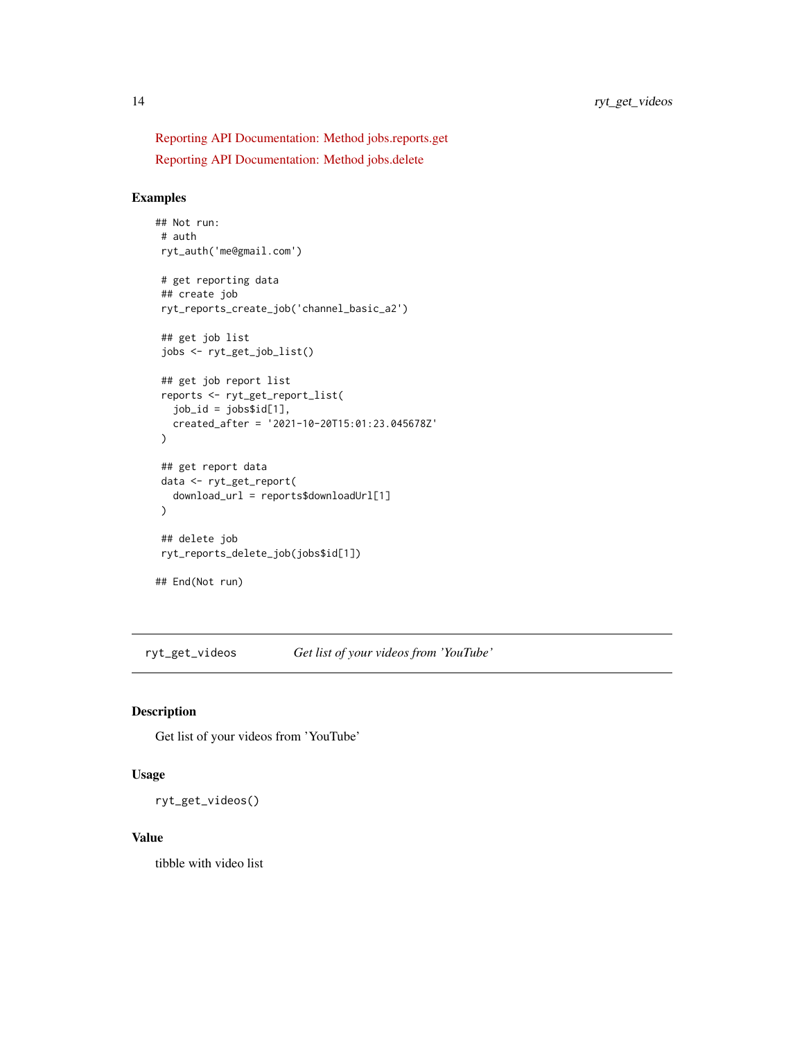Reporting API Documentation: Method jobs.reports.get

Reporting API Documentation: Method jobs.delete

### Examples

```
## Not run:
 # auth
 ryt_auth('me@gmail.com')

 # get reporting data
 ## create job
 ryt_reports_create_job('channel_basic_a2')

 ## get job list
 jobs <- ryt_get_job_list()

 ## get job report list
 reports <- ryt_get_report_list(
   job_id = jobs$id[1],
   created_after = '2021-10-20T15:01:23.045678Z'
 )

 ## get report data
 data <- ryt_get_report(
   download_url = reports$downloadUrl[1]
 )

 ## delete job
 ryt_reports_delete_job(jobs$id[1])

## End(Not run)
```

---

## ryt_get_videos — *Get list of your videos from 'YouTube'*

### Description

Get list of your videos from 'YouTube'

### Usage

```
ryt_get_videos()
```

### Value

tibble with video list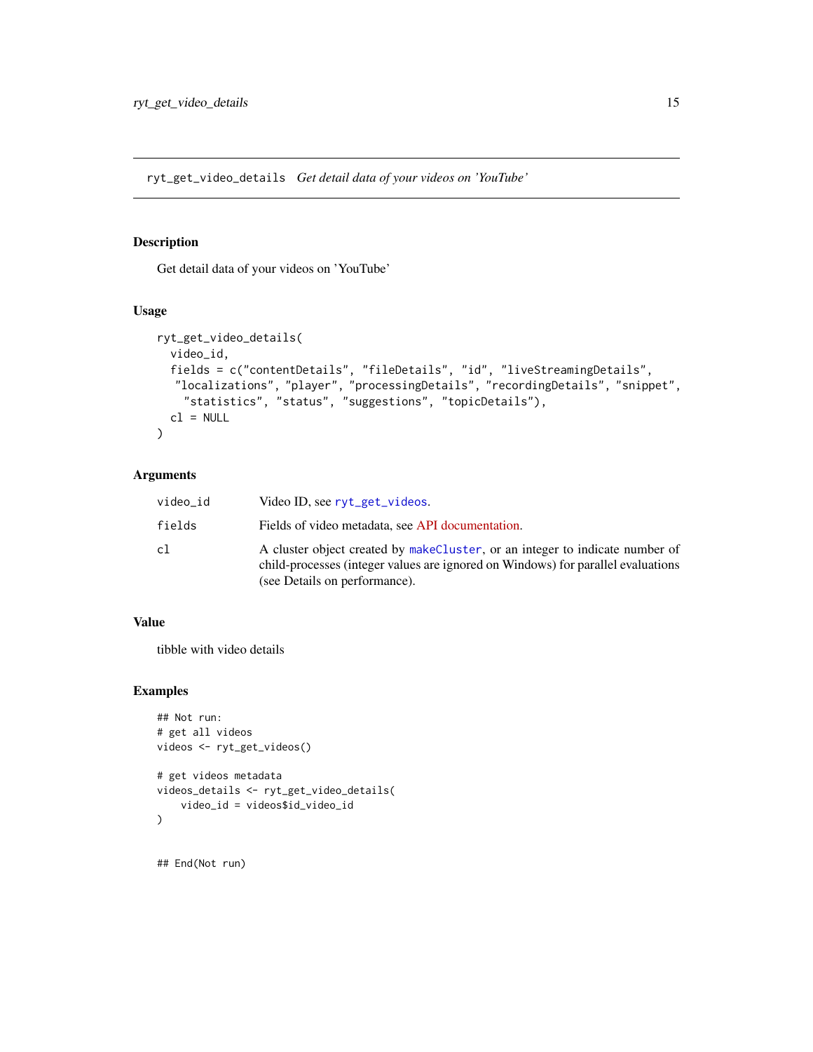## ryt_get_video_details *Get detail data of your videos on 'YouTube'*

### Description

Get detail data of your videos on 'YouTube'

### Usage

```
ryt_get_video_details(
  video_id,
  fields = c("contentDetails", "fileDetails", "id", "liveStreamingDetails",
   "localizations", "player", "processingDetails", "recordingDetails", "snippet",
    "statistics", "status", "suggestions", "topicDetails"),
  cl = NULL
)
```

### Arguments

| | |
|---|---|
| video_id | Video ID, see ryt_get_videos. |
| fields | Fields of video metadata, see API documentation. |
| cl | A cluster object created by makeCluster, or an integer to indicate number of child-processes (integer values are ignored on Windows) for parallel evaluations (see Details on performance). |

### Value

tibble with video details

### Examples

```
## Not run:
# get all videos
videos <- ryt_get_videos()

# get videos metadata
videos_details <- ryt_get_video_details(
    video_id = videos$id_video_id
)


## End(Not run)
```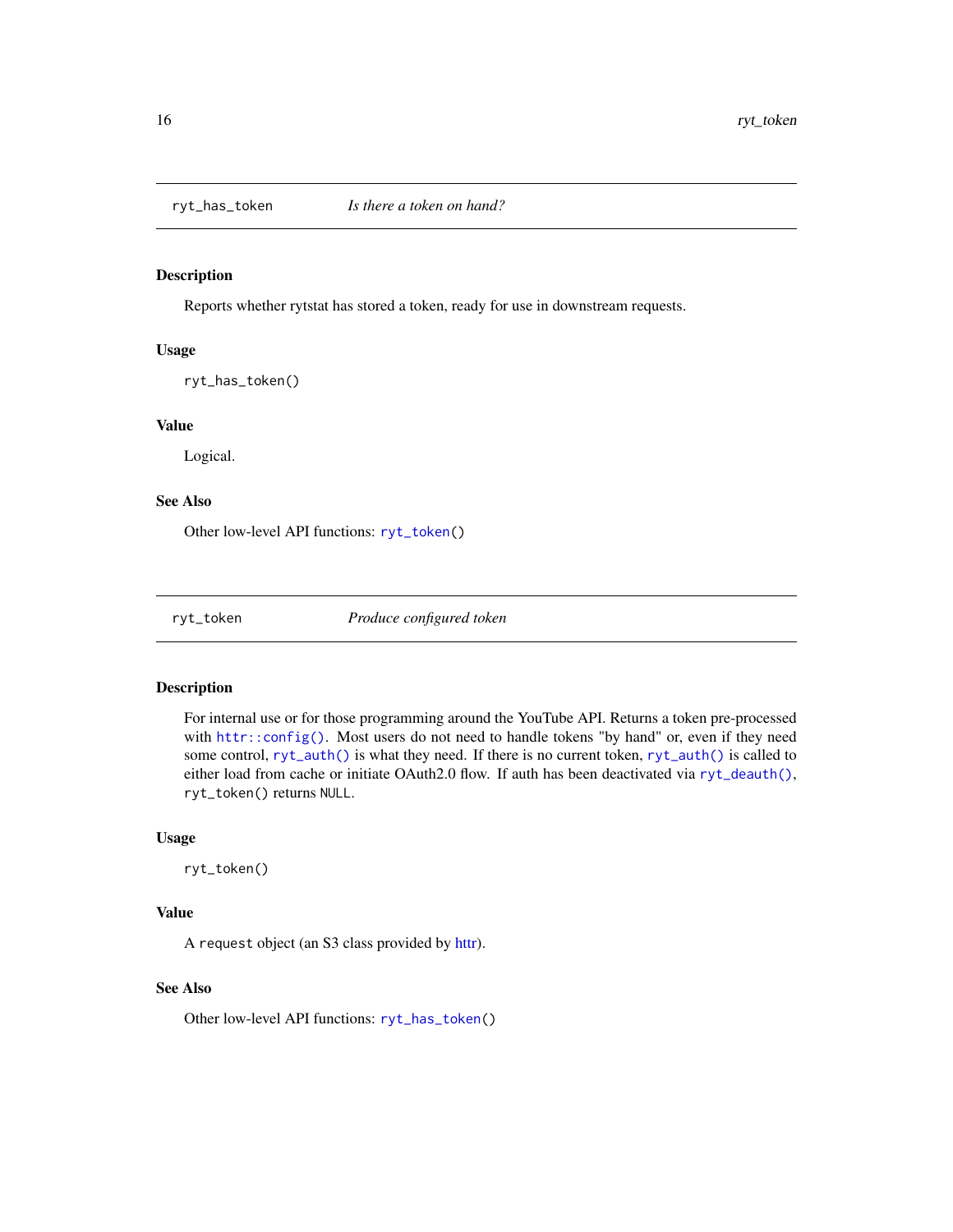## ryt_has_token *Is there a token on hand?*

### Description

Reports whether rytstat has stored a token, ready for use in downstream requests.

### Usage

```
ryt_has_token()
```

### Value

Logical.

### See Also

Other low-level API functions: `ryt_token()`

## ryt_token *Produce configured token*

### Description

For internal use or for those programming around the YouTube API. Returns a token pre-processed with `httr::config()`. Most users do not need to handle tokens "by hand" or, even if they need some control, `ryt_auth()` is what they need. If there is no current token, `ryt_auth()` is called to either load from cache or initiate OAuth2.0 flow. If auth has been deactivated via `ryt_deauth()`, `ryt_token()` returns `NULL`.

### Usage

```
ryt_token()
```

### Value

A `request` object (an S3 class provided by httr).

### See Also

Other low-level API functions: `ryt_has_token()`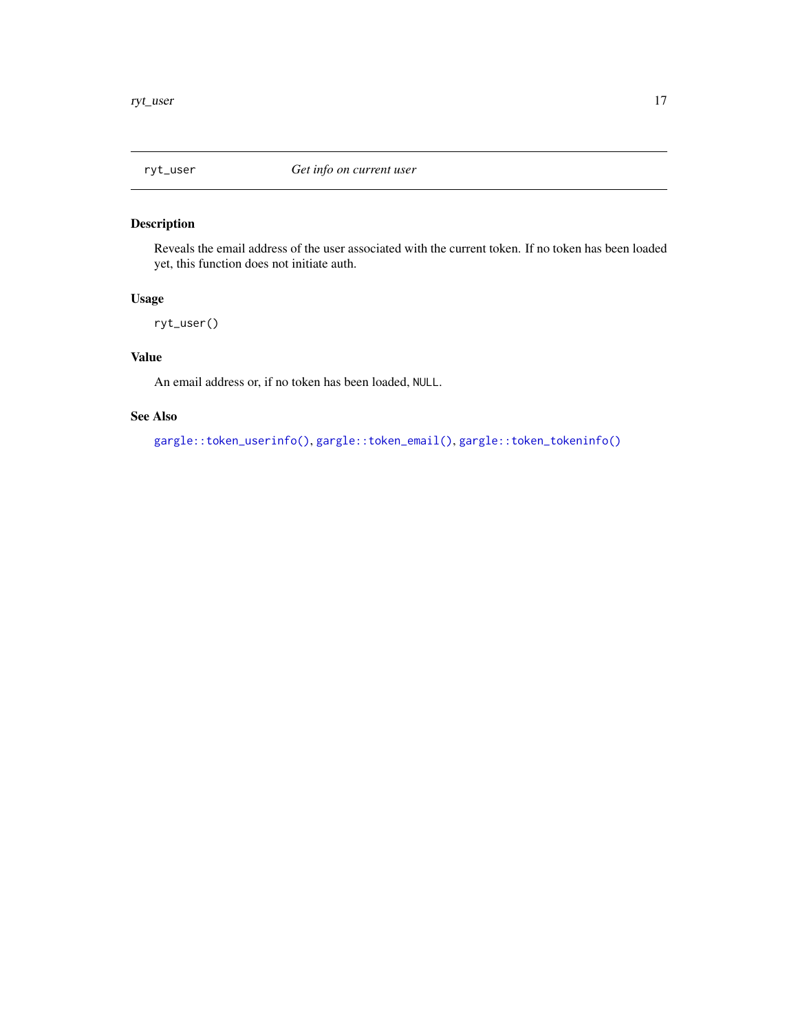## ryt_user *Get info on current user*

### Description

Reveals the email address of the user associated with the current token. If no token has been loaded yet, this function does not initiate auth.

### Usage

```
ryt_user()
```

### Value

An email address or, if no token has been loaded, `NULL`.

### See Also

`gargle::token_userinfo()`, `gargle::token_email()`, `gargle::token_tokeninfo()`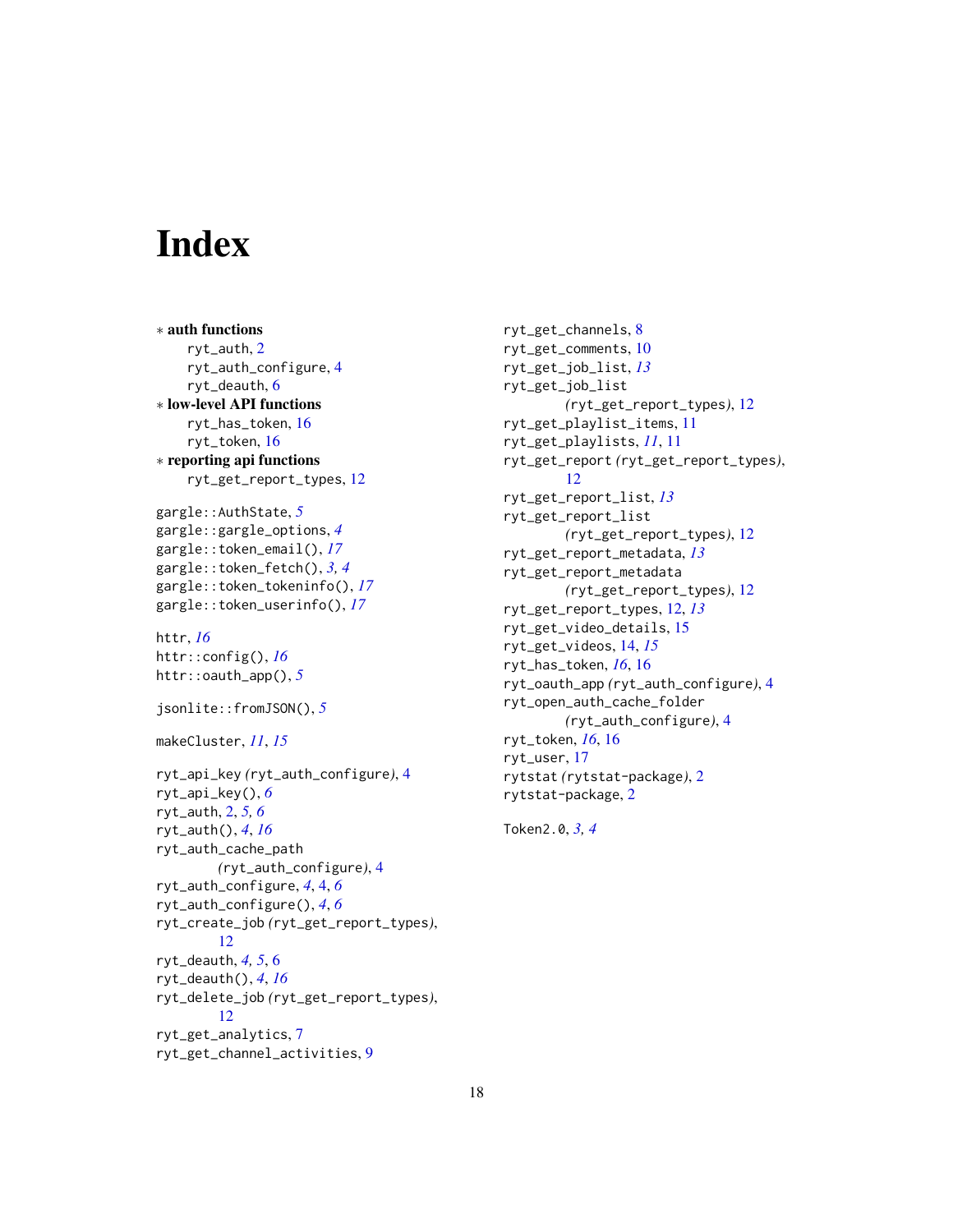# Index

* **auth functions**
  - ryt_auth, 2
  - ryt_auth_configure, 4
  - ryt_deauth, 6
* **low-level API functions**
  - ryt_has_token, 16
  - ryt_token, 16
* **reporting api functions**
  - ryt_get_report_types, 12

gargle::AuthState, *5*
gargle::gargle_options, *4*
gargle::token_email(), *17*
gargle::token_fetch(), *3, 4*
gargle::token_tokeninfo(), *17*
gargle::token_userinfo(), *17*

httr, *16*
httr::config(), *16*
httr::oauth_app(), *5*

jsonlite::fromJSON(), *5*

makeCluster, *11*, *15*

ryt_api_key *(ryt_auth_configure)*, 4
ryt_api_key(), *6*
ryt_auth, 2, *5, 6*
ryt_auth(), *4*, *16*
ryt_auth_cache_path *(ryt_auth_configure)*, 4
ryt_auth_configure, *4*, 4, *6*
ryt_auth_configure(), *4*, *6*
ryt_create_job *(ryt_get_report_types)*, 12
ryt_deauth, *4, 5*, 6
ryt_deauth(), *4*, *16*
ryt_delete_job *(ryt_get_report_types)*, 12
ryt_get_analytics, 7
ryt_get_channel_activities, 9
ryt_get_channels, 8
ryt_get_comments, 10
ryt_get_job_list, *13*
ryt_get_job_list *(ryt_get_report_types)*, 12
ryt_get_playlist_items, 11
ryt_get_playlists, *11*, 11
ryt_get_report *(ryt_get_report_types)*, 12
ryt_get_report_list, *13*
ryt_get_report_list *(ryt_get_report_types)*, 12
ryt_get_report_metadata, *13*
ryt_get_report_metadata *(ryt_get_report_types)*, 12
ryt_get_report_types, 12, *13*
ryt_get_video_details, 15
ryt_get_videos, 14, *15*
ryt_has_token, *16*, 16
ryt_oauth_app *(ryt_auth_configure)*, 4
ryt_open_auth_cache_folder *(ryt_auth_configure)*, 4
ryt_token, *16*, 16
ryt_user, 17
rytstat *(rytstat-package)*, 2
rytstat-package, 2

Token2.0, *3, 4*